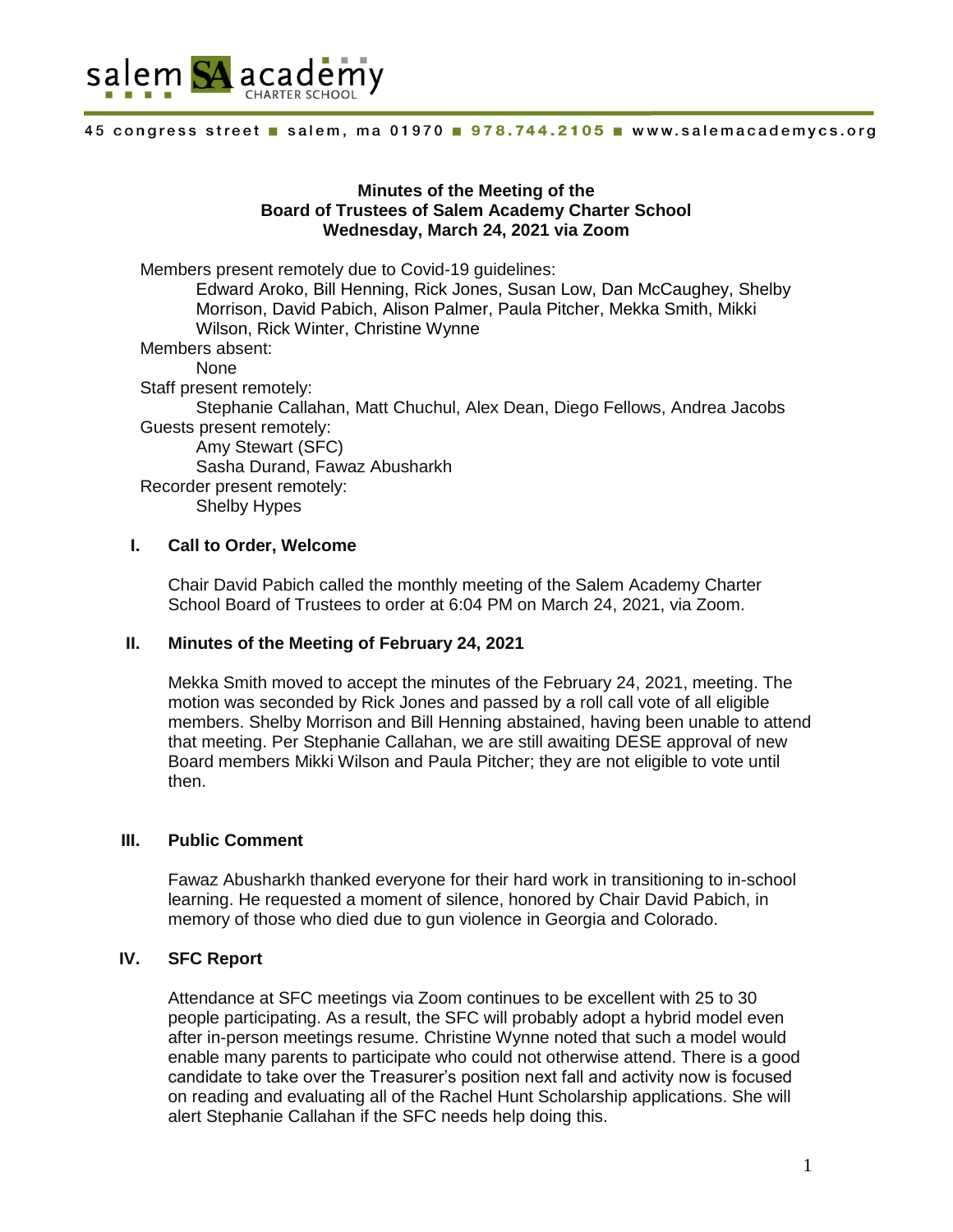salem SA academy CHARTER SCHOOL

45 congress street ■ salem, ma 01970 ■ 978.744.2105 ■ www.salemacademycs.org

**Minutes of the Meeting of the**
**Board of Trustees of Salem Academy Charter School**
**Wednesday, March 24, 2021 via Zoom**

Members present remotely due to Covid-19 guidelines:
Edward Aroko, Bill Henning, Rick Jones, Susan Low, Dan McCaughey, Shelby Morrison, David Pabich, Alison Palmer, Paula Pitcher, Mekka Smith, Mikki Wilson, Rick Winter, Christine Wynne

Members absent:
None

Staff present remotely:
Stephanie Callahan, Matt Chuchul, Alex Dean, Diego Fellows, Andrea Jacobs

Guests present remotely:
Amy Stewart (SFC)
Sasha Durand, Fawaz Abusharkh

Recorder present remotely:
Shelby Hypes

## I. Call to Order, Welcome

Chair David Pabich called the monthly meeting of the Salem Academy Charter School Board of Trustees to order at 6:04 PM on March 24, 2021, via Zoom.

## II. Minutes of the Meeting of February 24, 2021

Mekka Smith moved to accept the minutes of the February 24, 2021, meeting. The motion was seconded by Rick Jones and passed by a roll call vote of all eligible members. Shelby Morrison and Bill Henning abstained, having been unable to attend that meeting. Per Stephanie Callahan, we are still awaiting DESE approval of new Board members Mikki Wilson and Paula Pitcher; they are not eligible to vote until then.

## III. Public Comment

Fawaz Abusharkh thanked everyone for their hard work in transitioning to in-school learning. He requested a moment of silence, honored by Chair David Pabich, in memory of those who died due to gun violence in Georgia and Colorado.

## IV. SFC Report

Attendance at SFC meetings via Zoom continues to be excellent with 25 to 30 people participating. As a result, the SFC will probably adopt a hybrid model even after in-person meetings resume. Christine Wynne noted that such a model would enable many parents to participate who could not otherwise attend. There is a good candidate to take over the Treasurer's position next fall and activity now is focused on reading and evaluating all of the Rachel Hunt Scholarship applications. She will alert Stephanie Callahan if the SFC needs help doing this.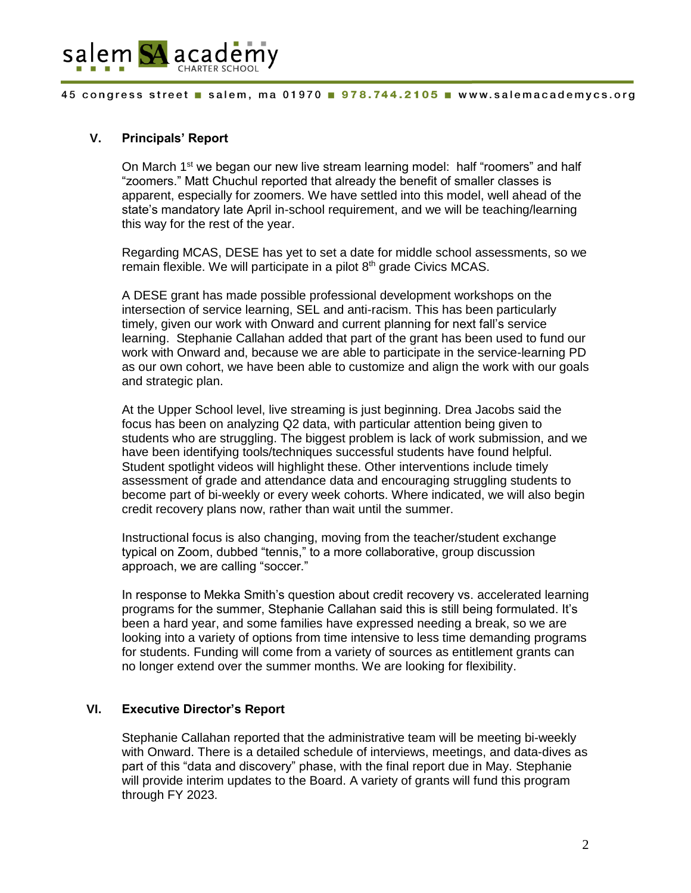## V. Principals' Report

On March 1st we began our new live stream learning model: half "roomers" and half "zoomers." Matt Chuchul reported that already the benefit of smaller classes is apparent, especially for zoomers. We have settled into this model, well ahead of the state's mandatory late April in-school requirement, and we will be teaching/learning this way for the rest of the year.

Regarding MCAS, DESE has yet to set a date for middle school assessments, so we remain flexible. We will participate in a pilot 8th grade Civics MCAS.

A DESE grant has made possible professional development workshops on the intersection of service learning, SEL and anti-racism. This has been particularly timely, given our work with Onward and current planning for next fall's service learning. Stephanie Callahan added that part of the grant has been used to fund our work with Onward and, because we are able to participate in the service-learning PD as our own cohort, we have been able to customize and align the work with our goals and strategic plan.

At the Upper School level, live streaming is just beginning. Drea Jacobs said the focus has been on analyzing Q2 data, with particular attention being given to students who are struggling. The biggest problem is lack of work submission, and we have been identifying tools/techniques successful students have found helpful. Student spotlight videos will highlight these. Other interventions include timely assessment of grade and attendance data and encouraging struggling students to become part of bi-weekly or every week cohorts. Where indicated, we will also begin credit recovery plans now, rather than wait until the summer.

Instructional focus is also changing, moving from the teacher/student exchange typical on Zoom, dubbed "tennis," to a more collaborative, group discussion approach, we are calling "soccer."

In response to Mekka Smith's question about credit recovery vs. accelerated learning programs for the summer, Stephanie Callahan said this is still being formulated. It's been a hard year, and some families have expressed needing a break, so we are looking into a variety of options from time intensive to less time demanding programs for students. Funding will come from a variety of sources as entitlement grants can no longer extend over the summer months. We are looking for flexibility.

## VI. Executive Director's Report

Stephanie Callahan reported that the administrative team will be meeting bi-weekly with Onward. There is a detailed schedule of interviews, meetings, and data-dives as part of this "data and discovery" phase, with the final report due in May. Stephanie will provide interim updates to the Board. A variety of grants will fund this program through FY 2023.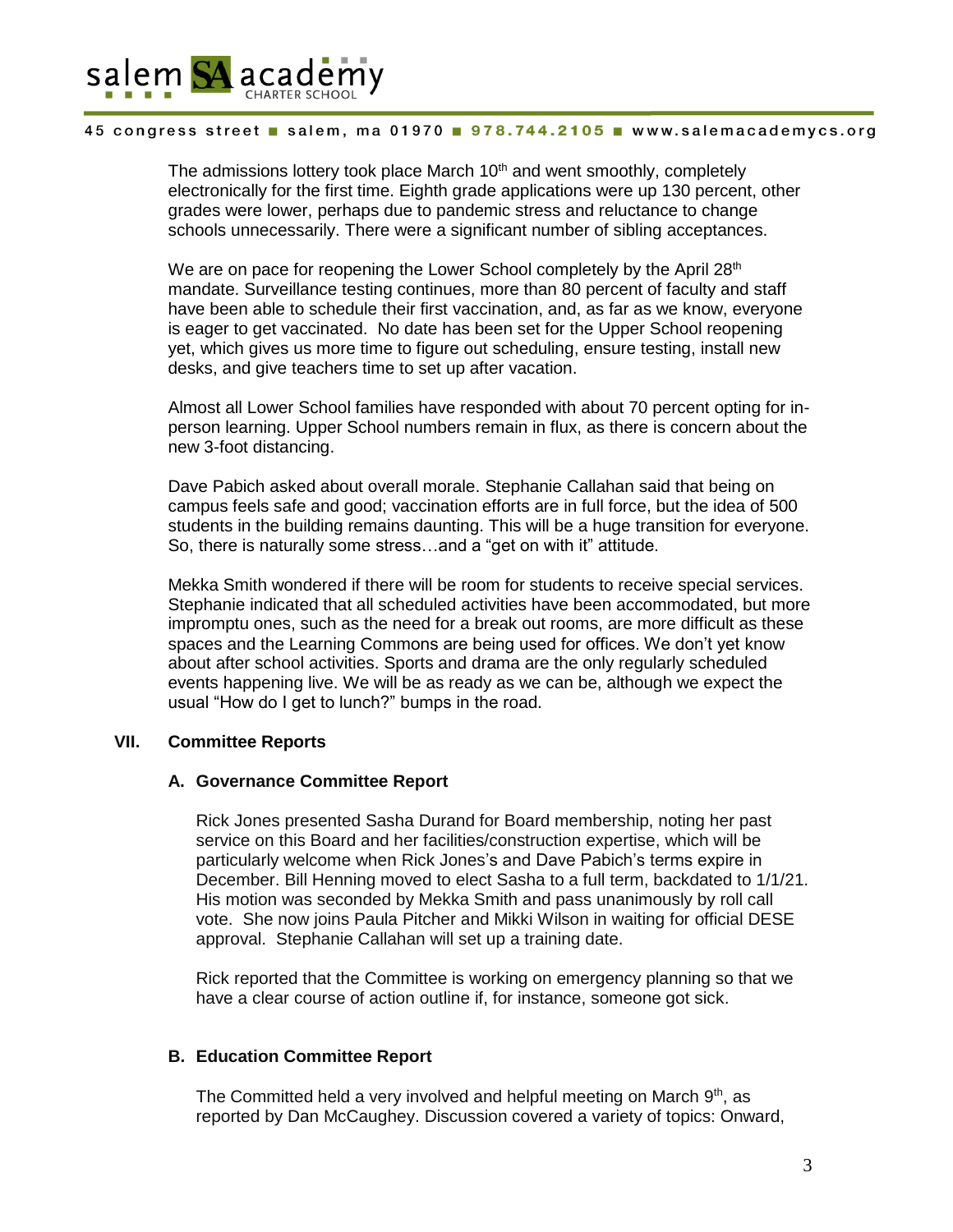The admissions lottery took place March 10th and went smoothly, completely electronically for the first time. Eighth grade applications were up 130 percent, other grades were lower, perhaps due to pandemic stress and reluctance to change schools unnecessarily. There were a significant number of sibling acceptances.

We are on pace for reopening the Lower School completely by the April 28th mandate. Surveillance testing continues, more than 80 percent of faculty and staff have been able to schedule their first vaccination, and, as far as we know, everyone is eager to get vaccinated. No date has been set for the Upper School reopening yet, which gives us more time to figure out scheduling, ensure testing, install new desks, and give teachers time to set up after vacation.

Almost all Lower School families have responded with about 70 percent opting for in-person learning. Upper School numbers remain in flux, as there is concern about the new 3-foot distancing.

Dave Pabich asked about overall morale. Stephanie Callahan said that being on campus feels safe and good; vaccination efforts are in full force, but the idea of 500 students in the building remains daunting. This will be a huge transition for everyone. So, there is naturally some stress…and a "get on with it" attitude.

Mekka Smith wondered if there will be room for students to receive special services. Stephanie indicated that all scheduled activities have been accommodated, but more impromptu ones, such as the need for a break out rooms, are more difficult as these spaces and the Learning Commons are being used for offices. We don't yet know about after school activities. Sports and drama are the only regularly scheduled events happening live. We will be as ready as we can be, although we expect the usual "How do I get to lunch?" bumps in the road.

## VII. Committee Reports

### A. Governance Committee Report

Rick Jones presented Sasha Durand for Board membership, noting her past service on this Board and her facilities/construction expertise, which will be particularly welcome when Rick Jones's and Dave Pabich's terms expire in December. Bill Henning moved to elect Sasha to a full term, backdated to 1/1/21. His motion was seconded by Mekka Smith and pass unanimously by roll call vote. She now joins Paula Pitcher and Mikki Wilson in waiting for official DESE approval. Stephanie Callahan will set up a training date.

Rick reported that the Committee is working on emergency planning so that we have a clear course of action outline if, for instance, someone got sick.

### B. Education Committee Report

The Committed held a very involved and helpful meeting on March 9th, as reported by Dan McCaughey. Discussion covered a variety of topics: Onward,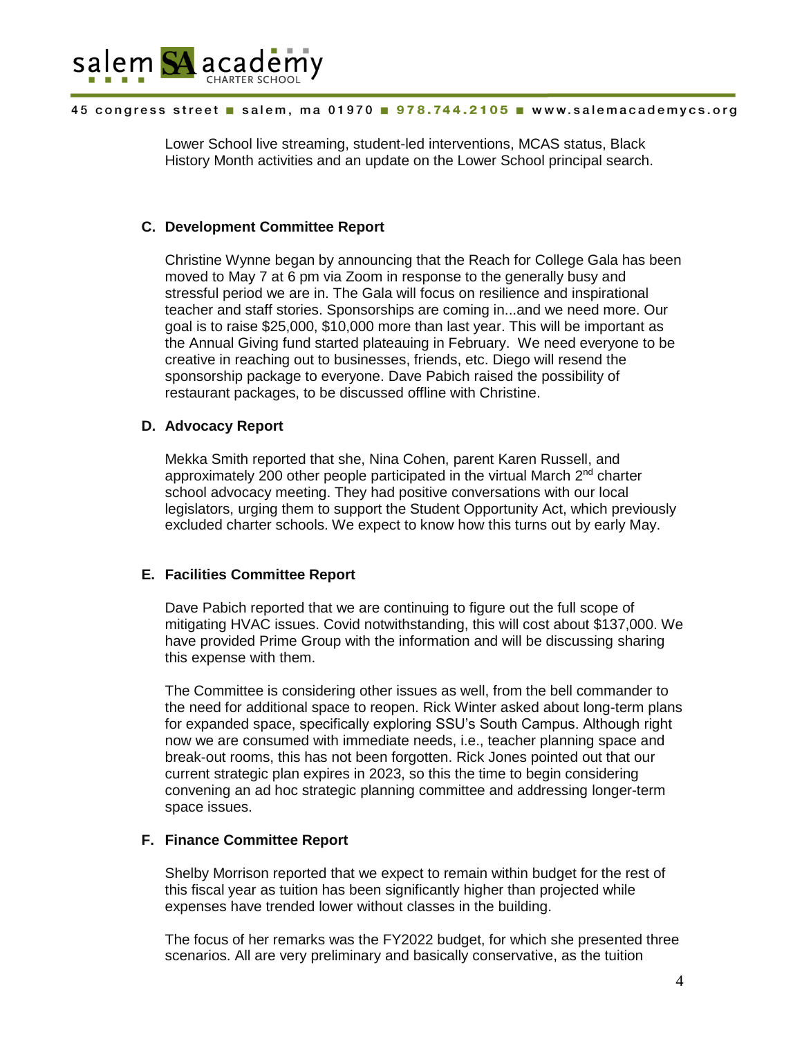Lower School live streaming, student-led interventions, MCAS status, Black History Month activities and an update on the Lower School principal search.

### C. Development Committee Report

Christine Wynne began by announcing that the Reach for College Gala has been moved to May 7 at 6 pm via Zoom in response to the generally busy and stressful period we are in. The Gala will focus on resilience and inspirational teacher and staff stories. Sponsorships are coming in...and we need more. Our goal is to raise $25,000, $10,000 more than last year. This will be important as the Annual Giving fund started plateauing in February. We need everyone to be creative in reaching out to businesses, friends, etc. Diego will resend the sponsorship package to everyone. Dave Pabich raised the possibility of restaurant packages, to be discussed offline with Christine.

### D. Advocacy Report

Mekka Smith reported that she, Nina Cohen, parent Karen Russell, and approximately 200 other people participated in the virtual March 2nd charter school advocacy meeting. They had positive conversations with our local legislators, urging them to support the Student Opportunity Act, which previously excluded charter schools. We expect to know how this turns out by early May.

### E. Facilities Committee Report

Dave Pabich reported that we are continuing to figure out the full scope of mitigating HVAC issues. Covid notwithstanding, this will cost about $137,000. We have provided Prime Group with the information and will be discussing sharing this expense with them.

The Committee is considering other issues as well, from the bell commander to the need for additional space to reopen. Rick Winter asked about long-term plans for expanded space, specifically exploring SSU's South Campus. Although right now we are consumed with immediate needs, i.e., teacher planning space and break-out rooms, this has not been forgotten. Rick Jones pointed out that our current strategic plan expires in 2023, so this the time to begin considering convening an ad hoc strategic planning committee and addressing longer-term space issues.

### F. Finance Committee Report

Shelby Morrison reported that we expect to remain within budget for the rest of this fiscal year as tuition has been significantly higher than projected while expenses have trended lower without classes in the building.

The focus of her remarks was the FY2022 budget, for which she presented three scenarios. All are very preliminary and basically conservative, as the tuition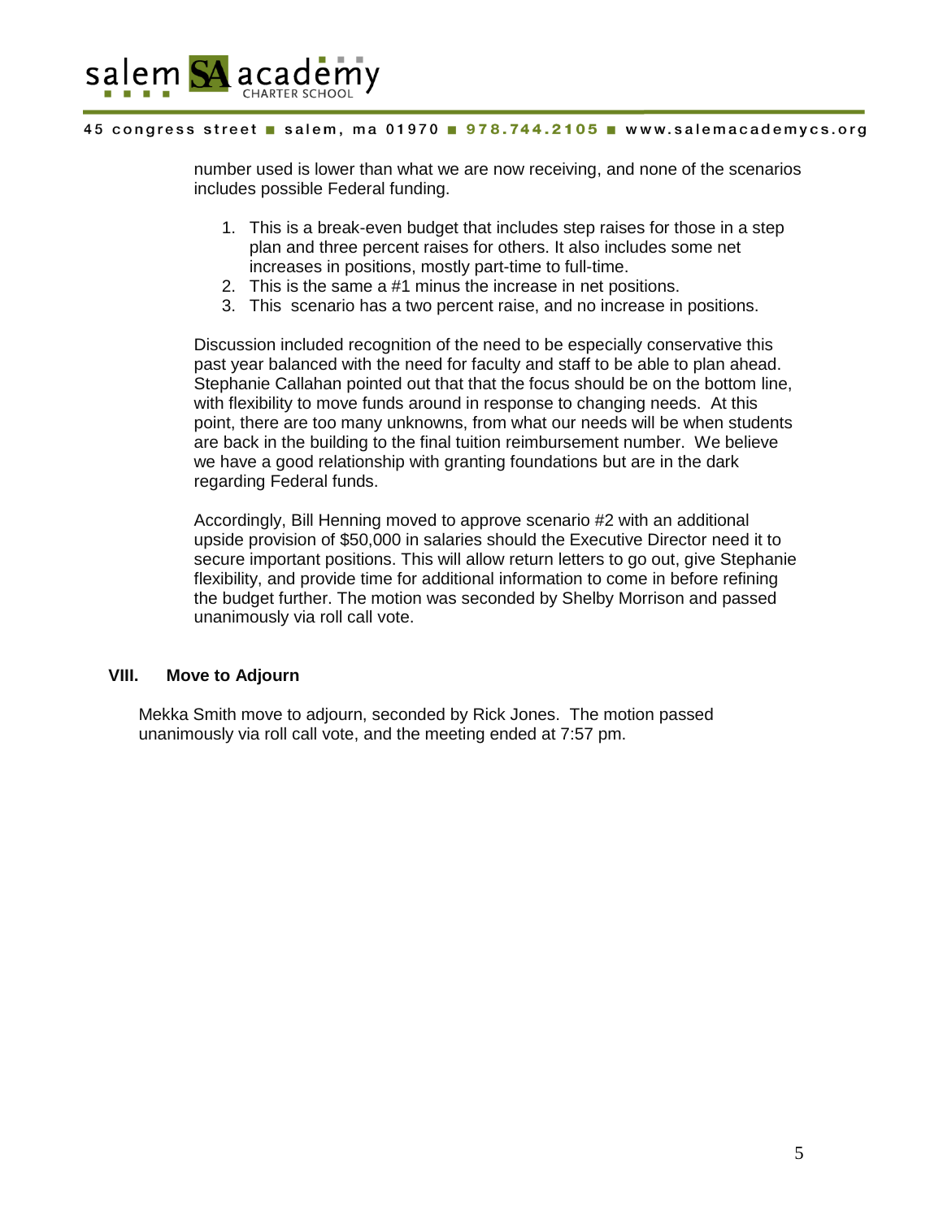number used is lower than what we are now receiving, and none of the scenarios includes possible Federal funding.

1. This is a break-even budget that includes step raises for those in a step plan and three percent raises for others. It also includes some net increases in positions, mostly part-time to full-time.
2. This is the same a #1 minus the increase in net positions.
3. This scenario has a two percent raise, and no increase in positions.

Discussion included recognition of the need to be especially conservative this past year balanced with the need for faculty and staff to be able to plan ahead. Stephanie Callahan pointed out that that the focus should be on the bottom line, with flexibility to move funds around in response to changing needs. At this point, there are too many unknowns, from what our needs will be when students are back in the building to the final tuition reimbursement number. We believe we have a good relationship with granting foundations but are in the dark regarding Federal funds.

Accordingly, Bill Henning moved to approve scenario #2 with an additional upside provision of $50,000 in salaries should the Executive Director need it to secure important positions. This will allow return letters to go out, give Stephanie flexibility, and provide time for additional information to come in before refining the budget further. The motion was seconded by Shelby Morrison and passed unanimously via roll call vote.

## VIII. Move to Adjourn

Mekka Smith move to adjourn, seconded by Rick Jones. The motion passed unanimously via roll call vote, and the meeting ended at 7:57 pm.